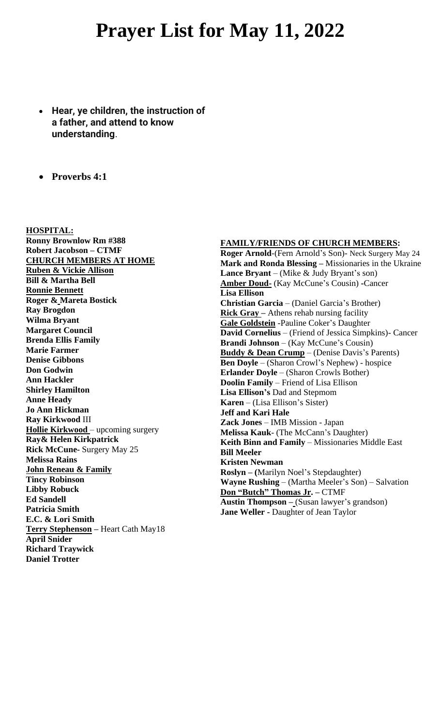# Prayer List for May 11, 2022

- **Hear, ye children, the instruction of a father, and attend to know understanding**.

- **Proverbs 4:1**

**HOSPITAL:**

**Ronny Brownlow Rm #388**
**Robert Jacobson – CTMF**

**CHURCH MEMBERS AT HOME**

**Ruben & Vickie Allison**
**Bill & Martha Bell**
**Ronnie Bennett**
**Roger & Mareta Bostick**
**Ray Brogdon**
**Wilma Bryant**
**Margaret Council**
**Brenda Ellis Family**
**Marie Farmer**
**Denise Gibbons**
**Don Godwin**
**Ann Hackler**
**Shirley Hamilton**
**Anne Heady**
**Jo Ann Hickman**
**Ray Kirkwood** III
**Hollie Kirkwood** – upcoming surgery
**Ray& Helen Kirkpatrick**
**Rick McCune**- Surgery May 25
**Melissa Rains**
**John Reneau & Family**
**Tincy Robinson**
**Libby Robuck**
**Ed Sandell**
**Patricia Smith**
**E.C. & Lori Smith**
**Terry Stephenson –** Heart Cath May18
**April Snider**
**Richard Traywick**
**Daniel Trotter**

**FAMILY/FRIENDS OF CHURCH MEMBERS:**

**Roger Arnold**-(Fern Arnold's Son)- Neck Surgery May 24
**Mark and Ronda Blessing –** Missionaries in the Ukraine
**Lance Bryant** – (Mike & Judy Bryant's son)
**Amber Doud-** (Kay McCune's Cousin) -Cancer
**Lisa Ellison**
**Christian Garcia** – (Daniel Garcia's Brother)
**Rick Gray –** Athens rehab nursing facility
**Gale Goldstein** -Pauline Coker's Daughter
**David Cornelius** – (Friend of Jessica Simpkins)- Cancer
**Brandi Johnson** – (Kay McCune's Cousin)
**Buddy & Dean Crump** – (Denise Davis's Parents)
**Ben Doyle** – (Sharon Crowl's Nephew) - hospice
**Erlander Doyle** – (Sharon Crowls Bother)
**Doolin Family** – Friend of Lisa Ellison
**Lisa Ellison's** Dad and Stepmom
**Karen** – (Lisa Ellison's Sister)
**Jeff and Kari Hale**
**Zack Jones** – IMB Mission - Japan
**Melissa Kauk**- (The McCann's Daughter)
**Keith Binn and Family** – Missionaries Middle East
**Bill Meeler**
**Kristen Newman**
**Roslyn – (**Marilyn Noel's Stepdaughter)
**Wayne Rushing** – (Martha Meeler's Son) – Salvation
**Don "Butch" Thomas Jr. –** CTMF
**Austin Thompson –** (Susan lawyer's grandson)
**Jane Weller -** Daughter of Jean Taylor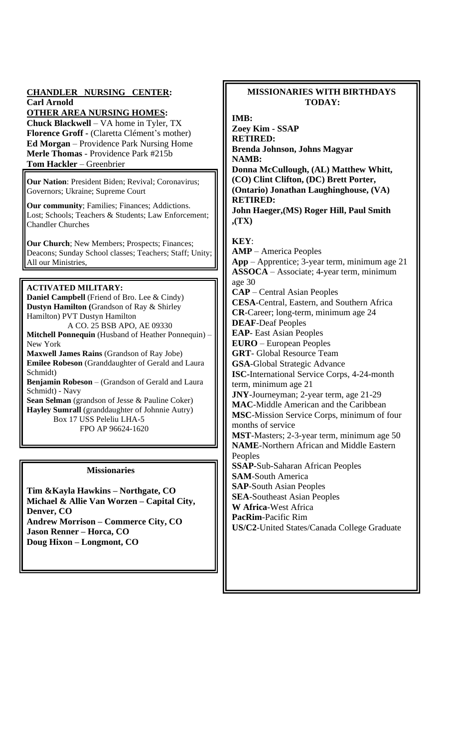**CHANDLER NURSING CENTER:**
**Carl Arnold**

**OTHER AREA NURSING HOMES:**
**Chuck Blackwell** – VA home in Tyler, TX
**Florence Groff -** (Claretta Clément's mother)
**Ed Morgan** – Providence Park Nursing Home
**Merle Thomas** - Providence Park #215b
**Tom Hackler** – Greenbrier

**Our Nation**: President Biden; Revival; Coronavirus; Governors; Ukraine; Supreme Court

**Our community**; Families; Finances; Addictions. Lost; Schools; Teachers & Students; Law Enforcement; Chandler Churches

**Our Church**; New Members; Prospects; Finances; Deacons; Sunday School classes; Teachers; Staff; Unity; All our Ministries,

**ACTIVATED MILITARY:**
**Daniel Campbell** (Friend of Bro. Lee & Cindy)
**Dustyn Hamilton (**Grandson of Ray & Shirley Hamilton) PVT Dustyn Hamilton
A CO. 25 BSB APO, AE 09330
**Mitchell Ponnequin** (Husband of Heather Ponnequin) – New York
**Maxwell James Rains** (Grandson of Ray Jobe)
**Emilee Robeson** (Granddaughter of Gerald and Laura Schmidt)
**Benjamin Robeson** – (Grandson of Gerald and Laura Schmidt) - Navy
**Sean Selman** (grandson of Jesse & Pauline Coker)
**Hayley Sumrall** (granddaughter of Johnnie Autry)
Box 17 USS Peleliu LHA-5
FPO AP 96624-1620

**Missionaries**

**Tim &Kayla Hawkins – Northgate, CO**
**Michael & Allie Van Worzen – Capital City, Denver, CO**
**Andrew Morrison – Commerce City, CO**
**Jason Renner – Horca, CO**
**Doug Hixon – Longmont, CO**

**MISSIONARIES WITH BIRTHDAYS TODAY:**

**IMB:**
**Zoey Kim - SSAP**
**RETIRED:**
**Brenda Johnson, Johns Magyar**
**NAMB:**
**Donna McCullough, (AL) Matthew Whitt, (CO) Clint Clifton, (DC) Brett Porter, (Ontario) Jonathan Laughinghouse, (VA)**
**RETIRED:**
**John Haeger,(MS) Roger Hill, Paul Smith ,(TX)**

**KEY**:
**AMP** – America Peoples
**App** – Apprentice; 3-year term, minimum age 21
**ASSOCA** – Associate; 4-year term, minimum age 30
**CAP** – Central Asian Peoples
**CESA**-Central, Eastern, and Southern Africa
**CR**-Career; long-term, minimum age 24
**DEAF**-Deaf Peoples
**EAP**- East Asian Peoples
**EURO** – European Peoples
**GRT**- Global Resource Team
**GSA**-Global Strategic Advance
**ISC**-International Service Corps, 4-24-month term, minimum age 21
**JNY**-Journeyman; 2-year term, age 21-29
**MAC**-Middle American and the Caribbean
**MSC**-Mission Service Corps, minimum of four months of service
**MST**-Masters; 2-3-year term, minimum age 50
**NAME**-Northern African and Middle Eastern Peoples
**SSAP**-Sub-Saharan African Peoples
**SAM**-South America
**SAP**-South Asian Peoples
**SEA**-Southeast Asian Peoples
**W Africa**-West Africa
**PacRim**-Pacific Rim
**US/C2**-United States/Canada College Graduate